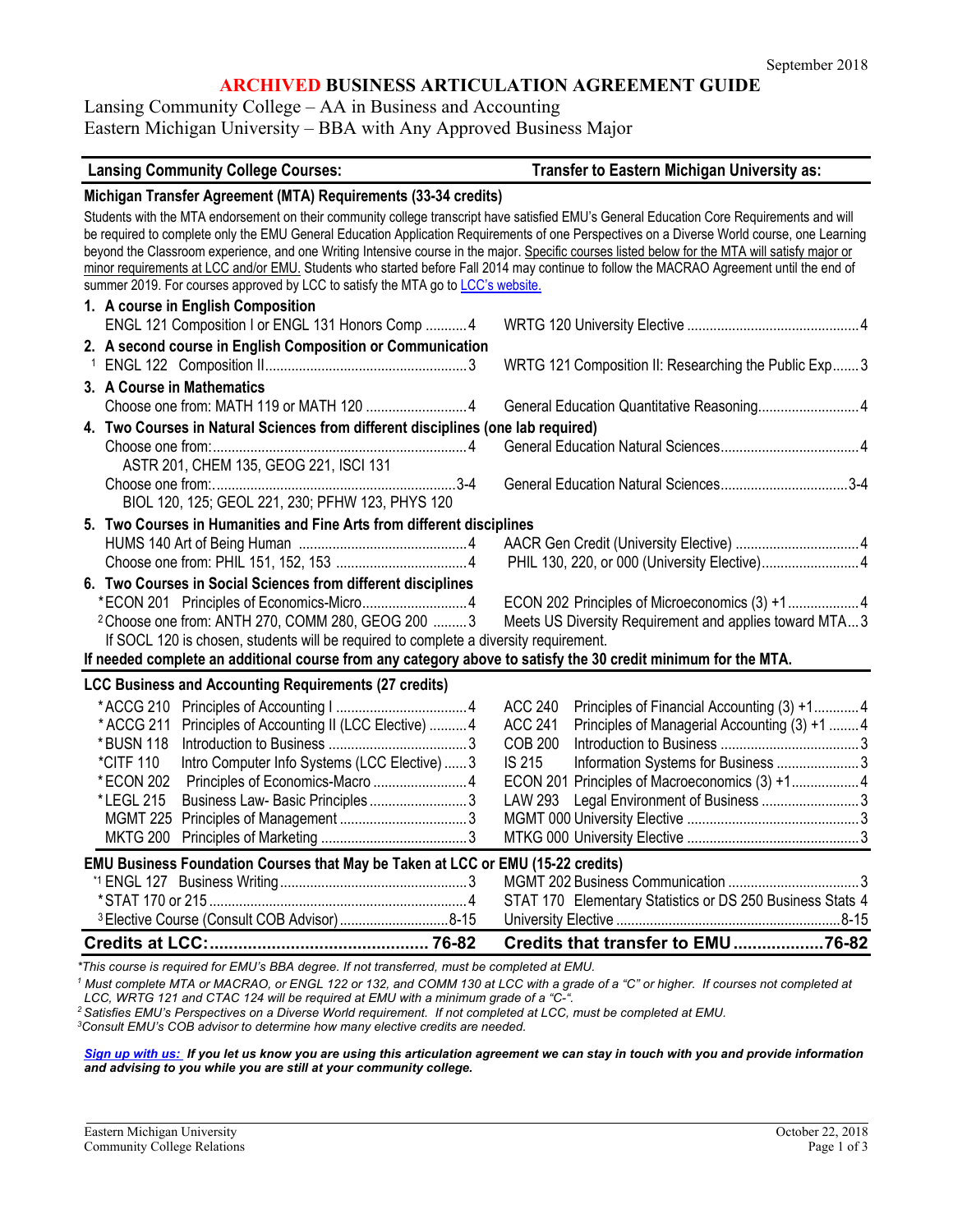September 2018

# ARCHIVED BUSINESS ARTICULATION AGREEMENT GUIDE

Lansing Community College – AA in Business and Accounting
Eastern Michigan University – BBA with Any Approved Business Major

| Lansing Community College Courses: | Transfer to Eastern Michigan University as: |
|---|---|
| **Michigan Transfer Agreement (MTA) Requirements (33-34 credits)** | |
| Students with the MTA endorsement on their community college transcript have satisfied EMU's General Education Core Requirements and will be required to complete only the EMU General Education Application Requirements of one Perspectives on a Diverse World course, one Learning beyond the Classroom experience, and one Writing Intensive course in the major. Specific courses listed below for the MTA will satisfy major or minor requirements at LCC and/or EMU. Students who started before Fall 2014 may continue to follow the MACRAO Agreement until the end of summer 2019. For courses approved by LCC to satisfy the MTA go to LCC's website. | |
| **1. A course in English Composition** | |
| ENGL 121 Composition I or ENGL 131 Honors Comp ........... 4 | WRTG 120 University Elective ........ 4 |
| **2. A second course in English Composition or Communication** | |
| [1] ENGL 122 Composition II ........ 3 | WRTG 121 Composition II: Researching the Public Exp....... 3 |
| **3. A Course in Mathematics** | |
| Choose one from: MATH 119 or MATH 120 ........ 4 | General Education Quantitative Reasoning........ 4 |
| **4. Two Courses in Natural Sciences from different disciplines (one lab required)** | |
| Choose one from: ........ 4<br>ASTR 201, CHEM 135, GEOG 221, ISCI 131 | General Education Natural Sciences........ 4 |
| Choose one from: ........ 3-4<br>BIOL 120, 125; GEOL 221, 230; PFHW 123, PHYS 120 | General Education Natural Sciences........ 3-4 |
| **5. Two Courses in Humanities and Fine Arts from different disciplines** | |
| HUMS 140 Art of Being Human ........ 4 | AACR Gen Credit (University Elective) ........ 4 |
| Choose one from: PHIL 151, 152, 153 ........ 4 | PHIL 130, 220, or 000 (University Elective)........ 4 |
| **6. Two Courses in Social Sciences from different disciplines** | |
| *ECON 201 Principles of Economics-Micro........ 4 | ECON 202 Principles of Microeconomics (3) +1........ 4 |
| [2]Choose one from: ANTH 270, COMM 280, GEOG 200 ........ 3 | Meets US Diversity Requirement and applies toward MTA... 3 |
| If SOCL 120 is chosen, students will be required to complete a diversity requirement. | |
| **If needed complete an additional course from any category above to satisfy the 30 credit minimum for the MTA.** | |
| **LCC Business and Accounting Requirements (27 credits)** | |
| *ACCG 210 Principles of Accounting I ........ 4 | ACC 240 Principles of Financial Accounting (3) +1........ 4 |
| *ACCG 211 Principles of Accounting II (LCC Elective) ........ 4 | ACC 241 Principles of Managerial Accounting (3) +1 ........ 4 |
| *BUSN 118 Introduction to Business ........ 3 | COB 200 Introduction to Business ........ 3 |
| *CITF 110 Intro Computer Info Systems (LCC Elective) ...... 3 | IS 215 Information Systems for Business ........ 3 |
| *ECON 202 Principles of Economics-Macro ........ 4 | ECON 201 Principles of Macroeconomics (3) +1........ 4 |
| *LEGL 215 Business Law- Basic Principles ........ 3 | LAW 293 Legal Environment of Business ........ 3 |
| MGMT 225 Principles of Management ........ 3 | MGMT 000 University Elective ........ 3 |
| MKTG 200 Principles of Marketing ........ 3 | MTKG 000 University Elective ........ 3 |
| **EMU Business Foundation Courses that May be Taken at LCC or EMU (15-22 credits)** | |
| *[1] ENGL 127 Business Writing ........ 3 | MGMT 202 Business Communication ........ 3 |
| *STAT 170 or 215 ........ 4 | STAT 170 Elementary Statistics or DS 250 Business Stats 4 |
| [3]Elective Course (Consult COB Advisor) ........ 8-15 | University Elective ........ 8-15 |
| **Credits at LCC: ........ 76-82** | **Credits that transfer to EMU ........ 76-82** |

*\*This course is required for EMU's BBA degree. If not transferred, must be completed at EMU.*

*[1] Must complete MTA or MACRAO, or ENGL 122 or 132, and COMM 130 at LCC with a grade of a "C" or higher. If courses not completed at LCC, WRTG 121 and CTAC 124 will be required at EMU with a minimum grade of a "C-".*

*[2] Satisfies EMU's Perspectives on a Diverse World requirement. If not completed at LCC, must be completed at EMU.*

*[3] Consult EMU's COB advisor to determine how many elective credits are needed.*

***Sign up with us:** If you let us know you are using this articulation agreement we can stay in touch with you and provide information and advising to you while you are still at your community college.*

Eastern Michigan University
Community College Relations

October 22, 2018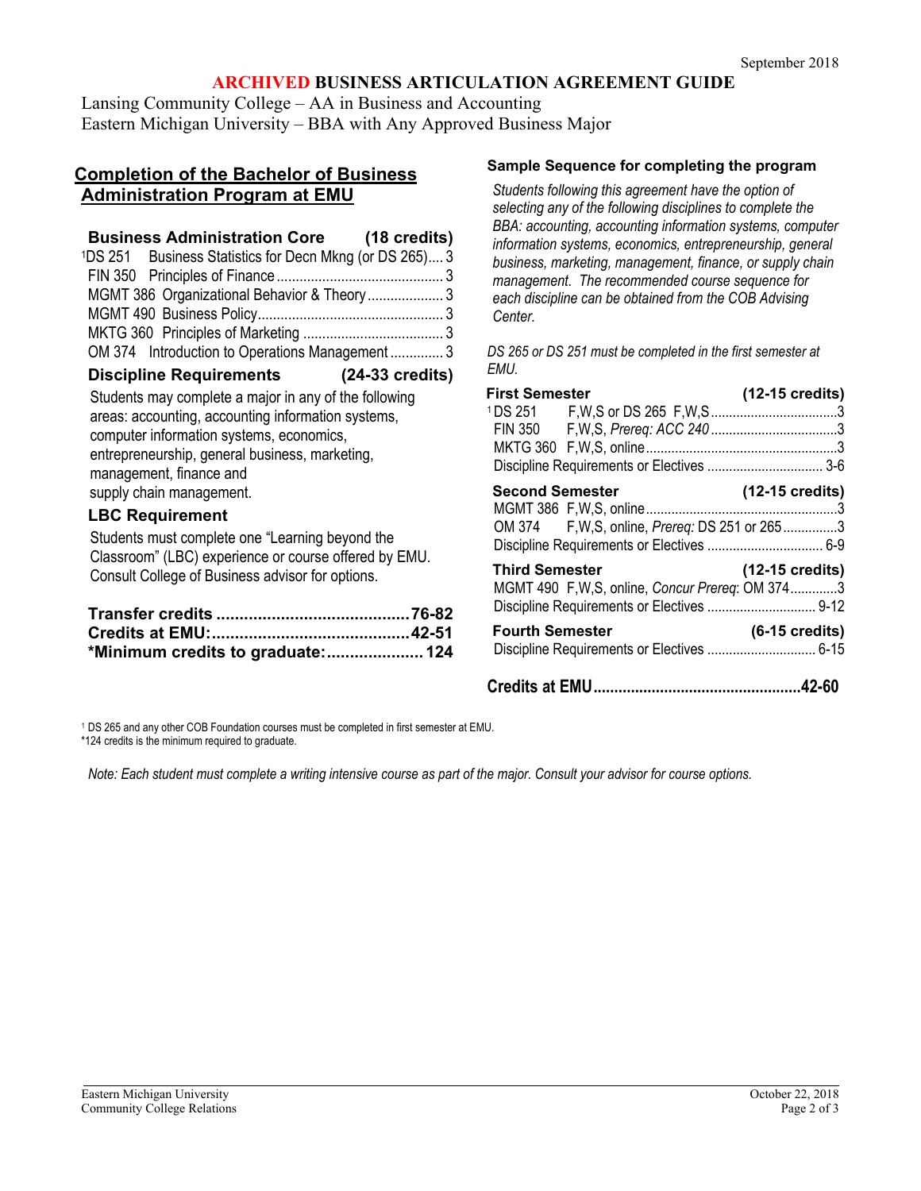September 2018

# ARCHIVED BUSINESS ARTICULATION AGREEMENT GUIDE

Lansing Community College – AA in Business and Accounting
Eastern Michigan University – BBA with Any Approved Business Major

## Completion of the Bachelor of Business Administration Program at EMU

### Business Administration Core (18 credits)

| Course | Title | Credits |
|---|---|---|
| [1]DS 251 | Business Statistics for Decn Mkng (or DS 265) | 3 |
| FIN 350 | Principles of Finance | 3 |
| MGMT 386 | Organizational Behavior & Theory | 3 |
| MGMT 490 | Business Policy | 3 |
| MKTG 360 | Principles of Marketing | 3 |
| OM 374 | Introduction to Operations Management | 3 |

### Discipline Requirements (24-33 credits)

Students may complete a major in any of the following areas: accounting, accounting information systems, computer information systems, economics, entrepreneurship, general business, marketing, management, finance and supply chain management.

### LBC Requirement

Students must complete one "Learning beyond the Classroom" (LBC) experience or course offered by EMU. Consult College of Business advisor for options.

| | |
|---|---|
| **Transfer credits** | **76-82** |
| **Credits at EMU:** | **42-51** |
| ***Minimum credits to graduate:** | **124** |

## Sample Sequence for completing the program

*Students following this agreement have the option of selecting any of the following disciplines to complete the BBA: accounting, accounting information systems, computer information systems, economics, entrepreneurship, general business, marketing, management, finance, or supply chain management. The recommended course sequence for each discipline can be obtained from the COB Advising Center.*

*DS 265 or DS 251 must be completed in the first semester at EMU.*

### First Semester (12-15 credits)

| Course | Notes | Credits |
|---|---|---|
| [1]DS 251 | F,W,S or DS 265 F,W,S | 3 |
| FIN 350 | F,W,S, *Prereq: ACC 240* | 3 |
| MKTG 360 | F,W,S, online | 3 |
| Discipline Requirements or Electives | | 3-6 |

### Second Semester (12-15 credits)

| Course | Notes | Credits |
|---|---|---|
| MGMT 386 | F,W,S, online | 3 |
| OM 374 | F,W,S, online, *Prereq:* DS 251 or 265 | 3 |
| Discipline Requirements or Electives | | 6-9 |

### Third Semester (12-15 credits)

| Course | Notes | Credits |
|---|---|---|
| MGMT 490 | F,W,S, online, *Concur Prereq*: OM 374 | 3 |
| Discipline Requirements or Electives | | 9-12 |

### Fourth Semester (6-15 credits)

| Course | Notes | Credits |
|---|---|---|
| Discipline Requirements or Electives | | 6-15 |

**Credits at EMU ........ 42-60**

[1] DS 265 and any other COB Foundation courses must be completed in first semester at EMU.
*124 credits is the minimum required to graduate.

*Note: Each student must complete a writing intensive course as part of the major. Consult your advisor for course options.*

Eastern Michigan University
Community College Relations

October 22, 2018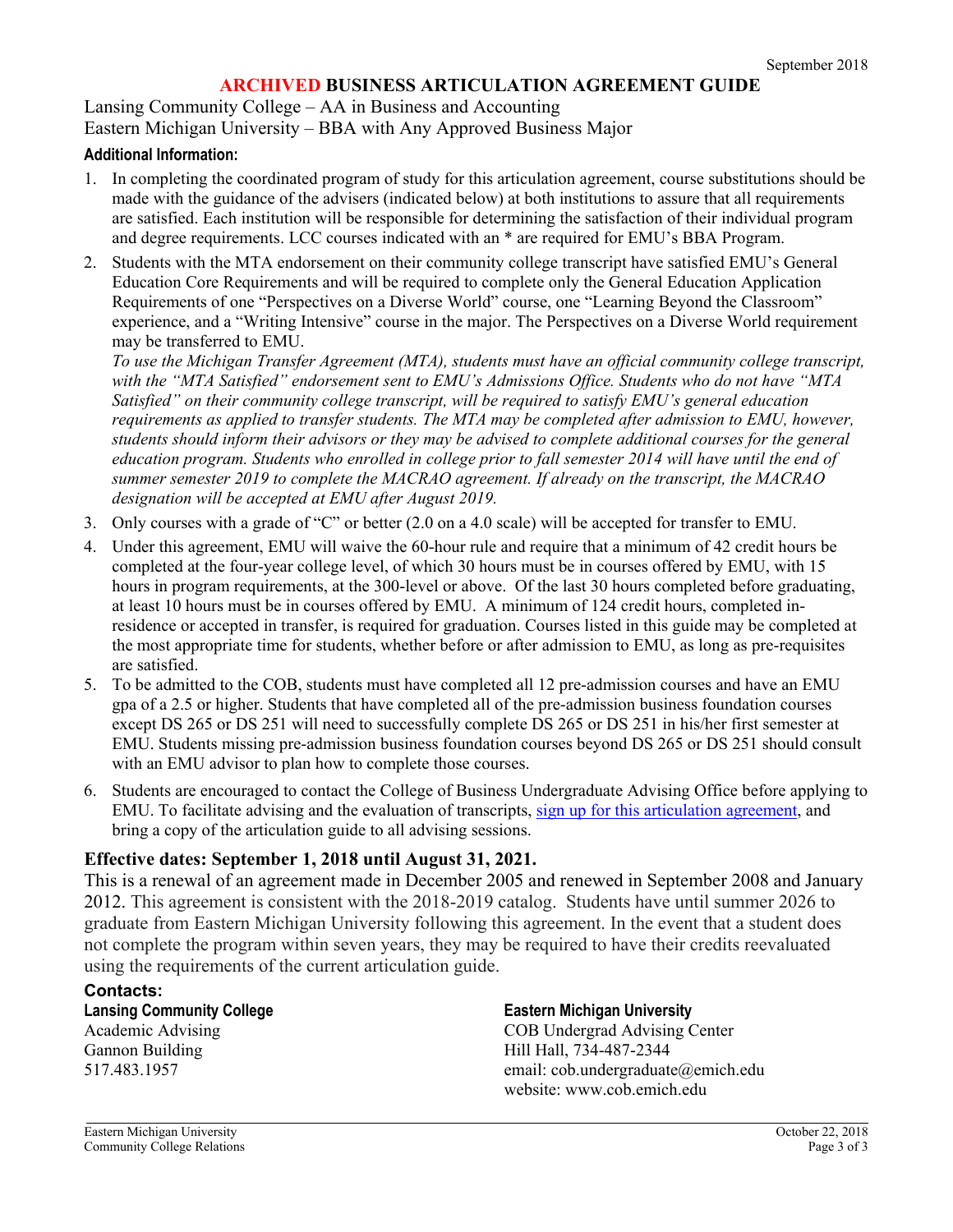September 2018

# ARCHIVED BUSINESS ARTICULATION AGREEMENT GUIDE

Lansing Community College – AA in Business and Accounting
Eastern Michigan University – BBA with Any Approved Business Major

### Additional Information:

1. In completing the coordinated program of study for this articulation agreement, course substitutions should be made with the guidance of the advisers (indicated below) at both institutions to assure that all requirements are satisfied. Each institution will be responsible for determining the satisfaction of their individual program and degree requirements. LCC courses indicated with an * are required for EMU's BBA Program.
2. Students with the MTA endorsement on their community college transcript have satisfied EMU's General Education Core Requirements and will be required to complete only the General Education Application Requirements of one "Perspectives on a Diverse World" course, one "Learning Beyond the Classroom" experience, and a "Writing Intensive" course in the major. The Perspectives on a Diverse World requirement may be transferred to EMU.
   *To use the Michigan Transfer Agreement (MTA), students must have an official community college transcript, with the "MTA Satisfied" endorsement sent to EMU's Admissions Office. Students who do not have "MTA Satisfied" on their community college transcript, will be required to satisfy EMU's general education requirements as applied to transfer students. The MTA may be completed after admission to EMU, however, students should inform their advisors or they may be advised to complete additional courses for the general education program. Students who enrolled in college prior to fall semester 2014 will have until the end of summer semester 2019 to complete the MACRAO agreement. If already on the transcript, the MACRAO designation will be accepted at EMU after August 2019.*
3. Only courses with a grade of "C" or better (2.0 on a 4.0 scale) will be accepted for transfer to EMU.
4. Under this agreement, EMU will waive the 60-hour rule and require that a minimum of 42 credit hours be completed at the four-year college level, of which 30 hours must be in courses offered by EMU, with 15 hours in program requirements, at the 300-level or above. Of the last 30 hours completed before graduating, at least 10 hours must be in courses offered by EMU. A minimum of 124 credit hours, completed in-residence or accepted in transfer, is required for graduation. Courses listed in this guide may be completed at the most appropriate time for students, whether before or after admission to EMU, as long as pre-requisites are satisfied.
5. To be admitted to the COB, students must have completed all 12 pre-admission courses and have an EMU gpa of a 2.5 or higher. Students that have completed all of the pre-admission business foundation courses except DS 265 or DS 251 will need to successfully complete DS 265 or DS 251 in his/her first semester at EMU. Students missing pre-admission business foundation courses beyond DS 265 or DS 251 should consult with an EMU advisor to plan how to complete those courses.
6. Students are encouraged to contact the College of Business Undergraduate Advising Office before applying to EMU. To facilitate advising and the evaluation of transcripts, [sign up for this articulation agreement](), and bring a copy of the articulation guide to all advising sessions.

## Effective dates: September 1, 2018 until August 31, 2021.

This is a renewal of an agreement made in December 2005 and renewed in September 2008 and January 2012. This agreement is consistent with the 2018-2019 catalog. Students have until summer 2026 to graduate from Eastern Michigan University following this agreement. In the event that a student does not complete the program within seven years, they may be required to have their credits reevaluated using the requirements of the current articulation guide.

### Contacts:

**Lansing Community College**
Academic Advising
Gannon Building
517.483.1957

**Eastern Michigan University**
COB Undergrad Advising Center
Hill Hall, 734-487-2344
email: cob.undergraduate@emich.edu
website: www.cob.emich.edu

Eastern Michigan University
Community College Relations

October 22, 2018